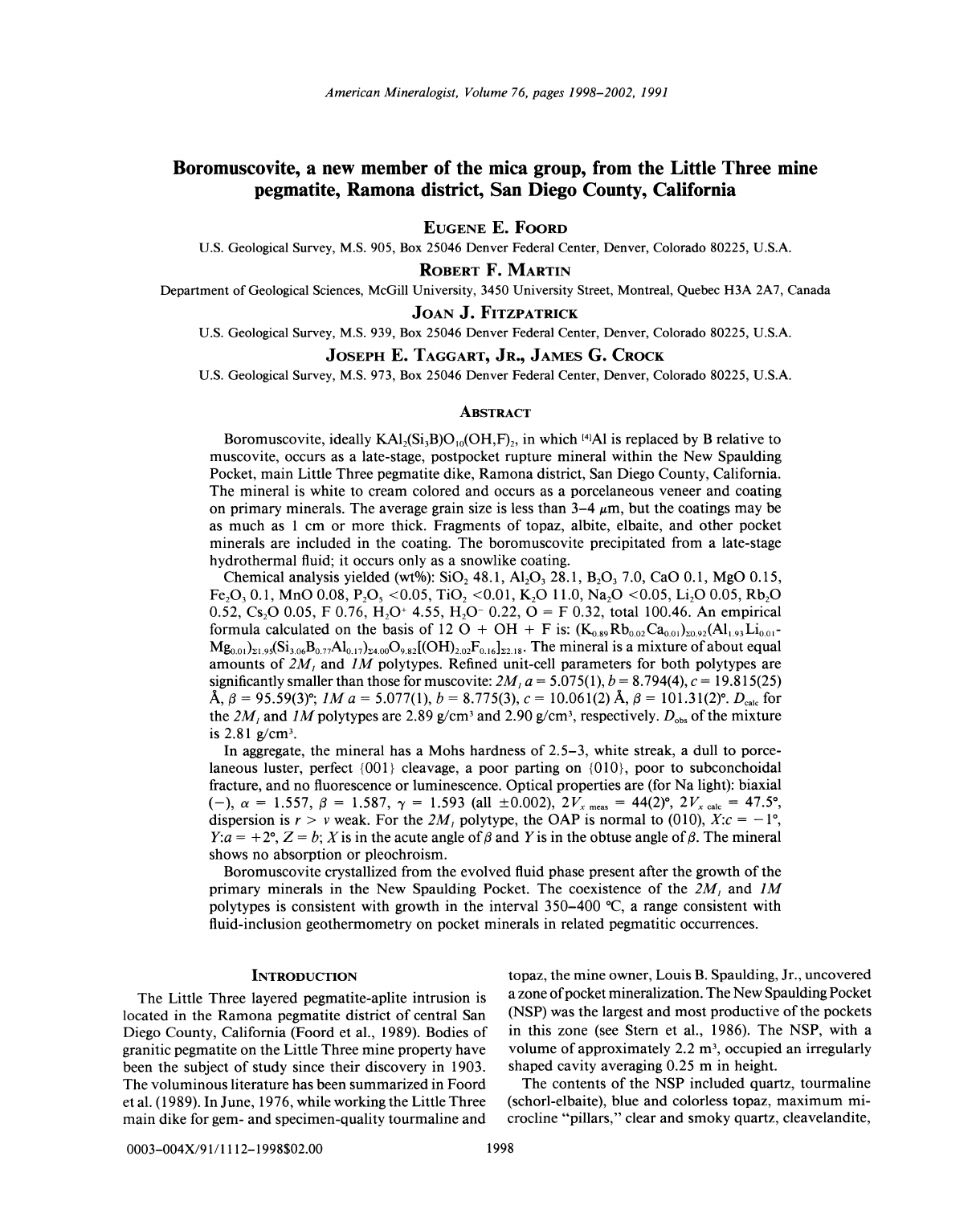# Boromuscovite, a new member of the mica group, from the Little Three mine pegmatite, Ramona district, San Diego County, California

**EUGENE E. FOORD**

U.S. Geological Survey, M.S. 905, Box 25046 Denver Federal Center, Denver, Colorado 80225, U.S.A.

**ROBERT F. MARTIN**

Department of Geological Sciences, McGill University, 3450 University Street, Montreal, Quebec H3A 2A7, Canada

**JOAN J. FITZPATRICK**

U.S. Geological Survey, M.S. 939, Box 25046 Denver Federal Center, Denver, Colorado 80225, U.S.A.

**JOSEPH E. TAGGART, JR., JAMES G. CROCK**

U.S. Geological Survey, M.S. 973, Box 25046 Denver Federal Center, Denver, Colorado 80225, U.S.A.

## ABSTRACT

Boromuscovite, ideally $KAl_2(Si_3B)O_{10}(OH,F)_2$, in which $^{[4]}Al$ is replaced by B relative to muscovite, occurs as a late-stage, postpocket rupture mineral within the New Spaulding Pocket, main Little Three pegmatite dike, Ramona district, San Diego County, California. The mineral is white to cream colored and occurs as a porcelaneous veneer and coating on primary minerals. The average grain size is less than 3–4 μm, but the coatings may be as much as 1 cm or more thick. Fragments of topaz, albite, elbaite, and other pocket minerals are included in the coating. The boromuscovite precipitated from a late-stage hydrothermal fluid; it occurs only as a snowlike coating.

Chemical analysis yielded (wt%): $SiO_2$ 48.1, $Al_2O_3$ 28.1, $B_2O_3$ 7.0, CaO 0.1, MgO 0.15, $Fe_2O_3$ 0.1, MnO 0.08, $P_2O_5$ <0.05, $TiO_2$ <0.01, $K_2O$ 11.0, $Na_2O$ <0.05, $Li_2O$ 0.05, $Rb_2O$ 0.52, $Cs_2O$ 0.05, F 0.76, $H_2O^+$ 4.55, $H_2O^-$ 0.22, O = F 0.32, total 100.46. An empirical formula calculated on the basis of 12 O + OH + F is: $(K_{0.89}Rb_{0.02}Ca_{0.01})_{\Sigma 0.92}(Al_{1.93}Li_{0.01}Mg_{0.01})_{\Sigma 1.95}(Si_{3.06}B_{0.77}Al_{0.17})_{\Sigma 4.00}O_{9.82}[(OH)_{2.02}F_{0.16}]_{\Sigma 2.18}$. The mineral is a mixture of about equal amounts of *2M₁* and *1M* polytypes. Refined unit-cell parameters for both polytypes are significantly smaller than those for muscovite: *2M₁* $a = 5.075(1)$, $b = 8.794(4)$, $c = 19.815(25)$ Å, $\beta = 95.59(3)°$; *1M* $a = 5.077(1)$, $b = 8.775(3)$, $c = 10.061(2)$ Å, $\beta = 101.31(2)°$. $D_{calc}$ for the *2M₁* and *1M* polytypes are 2.89 g/cm³ and 2.90 g/cm³, respectively. $D_{obs}$ of the mixture is 2.81 g/cm³.

In aggregate, the mineral has a Mohs hardness of 2.5–3, white streak, a dull to porcelaneous luster, perfect {001} cleavage, a poor parting on {010}, poor to subconchoidal fracture, and no fluorescence or luminescence. Optical properties are (for Na light): biaxial (−), $\alpha = 1.557$, $\beta = 1.587$, $\gamma = 1.593$ (all ±0.002), $2V_{x\ meas} = 44(2)°$, $2V_{x\ calc} = 47.5°$, dispersion is $r > v$ weak. For the *2M₁* polytype, the OAP is normal to (010), $X{:}c = -1°$, $Y{:}a = +2°$, $Z = b$; $X$ is in the acute angle of $\beta$ and $Y$ is in the obtuse angle of $\beta$. The mineral shows no absorption or pleochroism.

Boromuscovite crystallized from the evolved fluid phase present after the growth of the primary minerals in the New Spaulding Pocket. The coexistence of the *2M₁* and *1M* polytypes is consistent with growth in the interval 350–400 °C, a range consistent with fluid-inclusion geothermometry on pocket minerals in related pegmatitic occurrences.

## INTRODUCTION

The Little Three layered pegmatite-aplite intrusion is located in the Ramona pegmatite district of central San Diego County, California (Foord et al., 1989). Bodies of granitic pegmatite on the Little Three mine property have been the subject of study since their discovery in 1903. The voluminous literature has been summarized in Foord et al. (1989). In June, 1976, while working the Little Three main dike for gem- and specimen-quality tourmaline and topaz, the mine owner, Louis B. Spaulding, Jr., uncovered a zone of pocket mineralization. The New Spaulding Pocket (NSP) was the largest and most productive of the pockets in this zone (see Stern et al., 1986). The NSP, with a volume of approximately 2.2 m³, occupied an irregularly shaped cavity averaging 0.25 m in height.

The contents of the NSP included quartz, tourmaline (schorl-elbaite), blue and colorless topaz, maximum microcline "pillars," clear and smoky quartz, cleavelandite,

0003-004X/91/1112-1998$02.00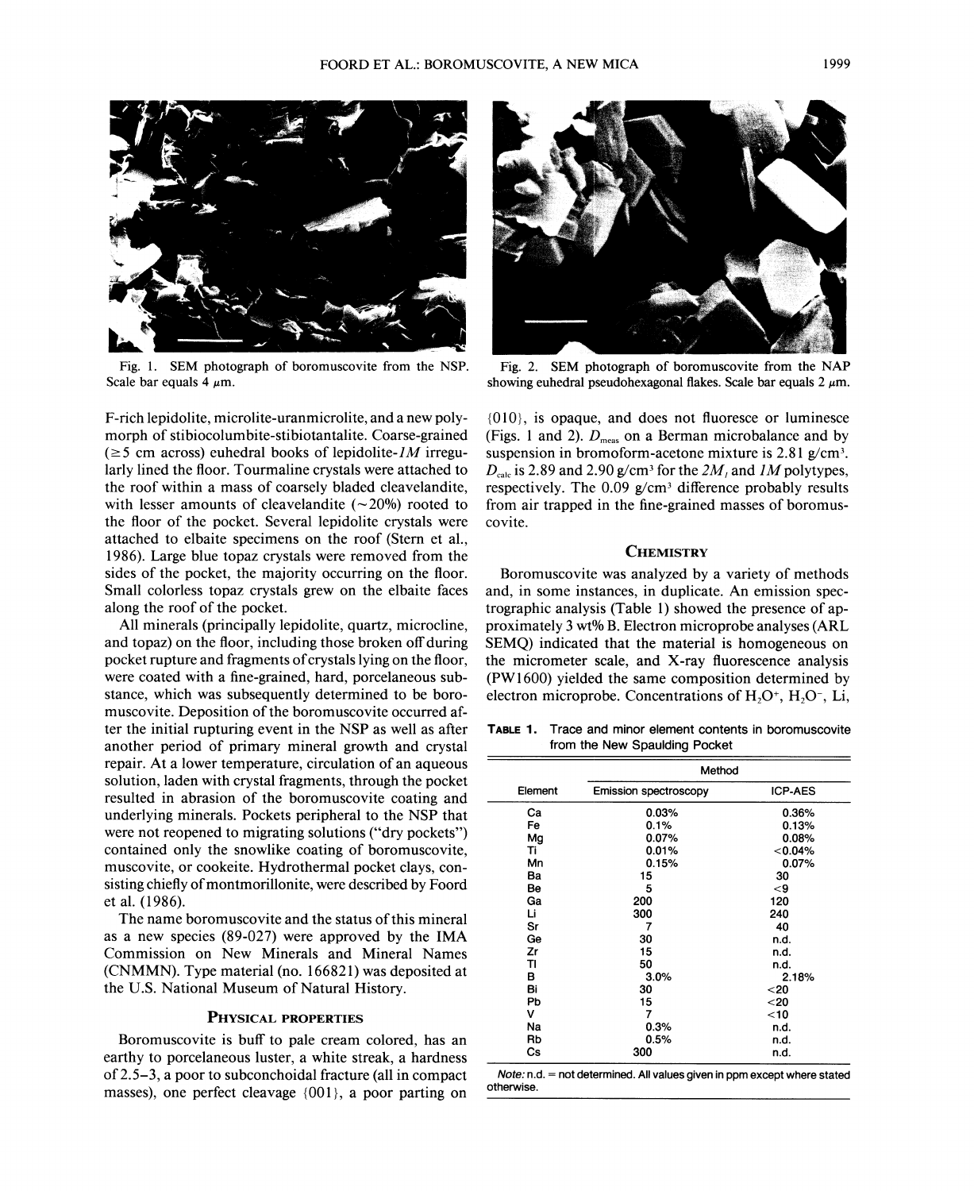Fig. 1. SEM photograph of boromuscovite from the NSP. Scale bar equals 4 μm.

Fig. 2. SEM photograph of boromuscovite from the NAP showing euhedral pseudohexagonal flakes. Scale bar equals 2 μm.

F-rich lepidolite, microlite-uranmicrolite, and a new polymorph of stibiocolumbite-stibiotantalite. Coarse-grained (≥5 cm across) euhedral books of lepidolite-*1M* irregularly lined the floor. Tourmaline crystals were attached to the roof within a mass of coarsely bladed cleavelandite, with lesser amounts of cleavelandite (~20%) rooted to the floor of the pocket. Several lepidolite crystals were attached to elbaite specimens on the roof (Stern et al., 1986). Large blue topaz crystals were removed from the sides of the pocket, the majority occurring on the floor. Small colorless topaz crystals grew on the elbaite faces along the roof of the pocket.

All minerals (principally lepidolite, quartz, microcline, and topaz) on the floor, including those broken off during pocket rupture and fragments of crystals lying on the floor, were coated with a fine-grained, hard, porcelaneous substance, which was subsequently determined to be boromuscovite. Deposition of the boromuscovite occurred after the initial rupturing event in the NSP as well as after another period of primary mineral growth and crystal repair. At a lower temperature, circulation of an aqueous solution, laden with crystal fragments, through the pocket resulted in abrasion of the boromuscovite coating and underlying minerals. Pockets peripheral to the NSP that were not reopened to migrating solutions ("dry pockets") contained only the snowlike coating of boromuscovite, muscovite, or cookeite. Hydrothermal pocket clays, consisting chiefly of montmorillonite, were described by Foord et al. (1986).

The name boromuscovite and the status of this mineral as a new species (89-027) were approved by the IMA Commission on New Minerals and Mineral Names (CNMMN). Type material (no. 166821) was deposited at the U.S. National Museum of Natural History.

## Physical properties

Boromuscovite is buff to pale cream colored, has an earthy to porcelaneous luster, a white streak, a hardness of 2.5–3, a poor to subconchoidal fracture (all in compact masses), one perfect cleavage {001}, a poor parting on {010}, is opaque, and does not fluoresce or luminesce (Figs. 1 and 2). $D_{meas}$ on a Berman microbalance and by suspension in bromoform-acetone mixture is 2.81 g/cm³. $D_{calc}$ is 2.89 and 2.90 g/cm³ for the *2M₁* and *1M* polytypes, respectively. The 0.09 g/cm³ difference probably results from air trapped in the fine-grained masses of boromuscovite.

## Chemistry

Boromuscovite was analyzed by a variety of methods and, in some instances, in duplicate. An emission spectrographic analysis (Table 1) showed the presence of approximately 3 wt% B. Electron microprobe analyses (ARL SEMQ) indicated that the material is homogeneous on the micrometer scale, and X-ray fluorescence analysis (PW1600) yielded the same composition determined by electron microprobe. Concentrations of $H_2O^+$, $H_2O^-$, Li,

**Table 1.** Trace and minor element contents in boromuscovite from the New Spaulding Pocket

| Element | Method | |
|---|---|---|
| | Emission spectroscopy | ICP-AES |
| Ca | 0.03% | 0.36% |
| Fe | 0.1% | 0.13% |
| Mg | 0.07% | 0.08% |
| Ti | 0.01% | <0.04% |
| Mn | 0.15% | 0.07% |
| Ba | 15 | 30 |
| Be | 5 | <9 |
| Ga | 200 | 120 |
| Li | 300 | 240 |
| Sr | 7 | 40 |
| Ge | 30 | n.d. |
| Zr | 15 | n.d. |
| Tl | 50 | n.d. |
| B | 3.0% | 2.18% |
| Bi | 30 | <20 |
| Pb | 15 | <20 |
| V | 7 | <10 |
| Na | 0.3% | n.d. |
| Rb | 0.5% | n.d. |
| Cs | 300 | n.d. |

*Note:* n.d. = not determined. All values given in ppm except where stated otherwise.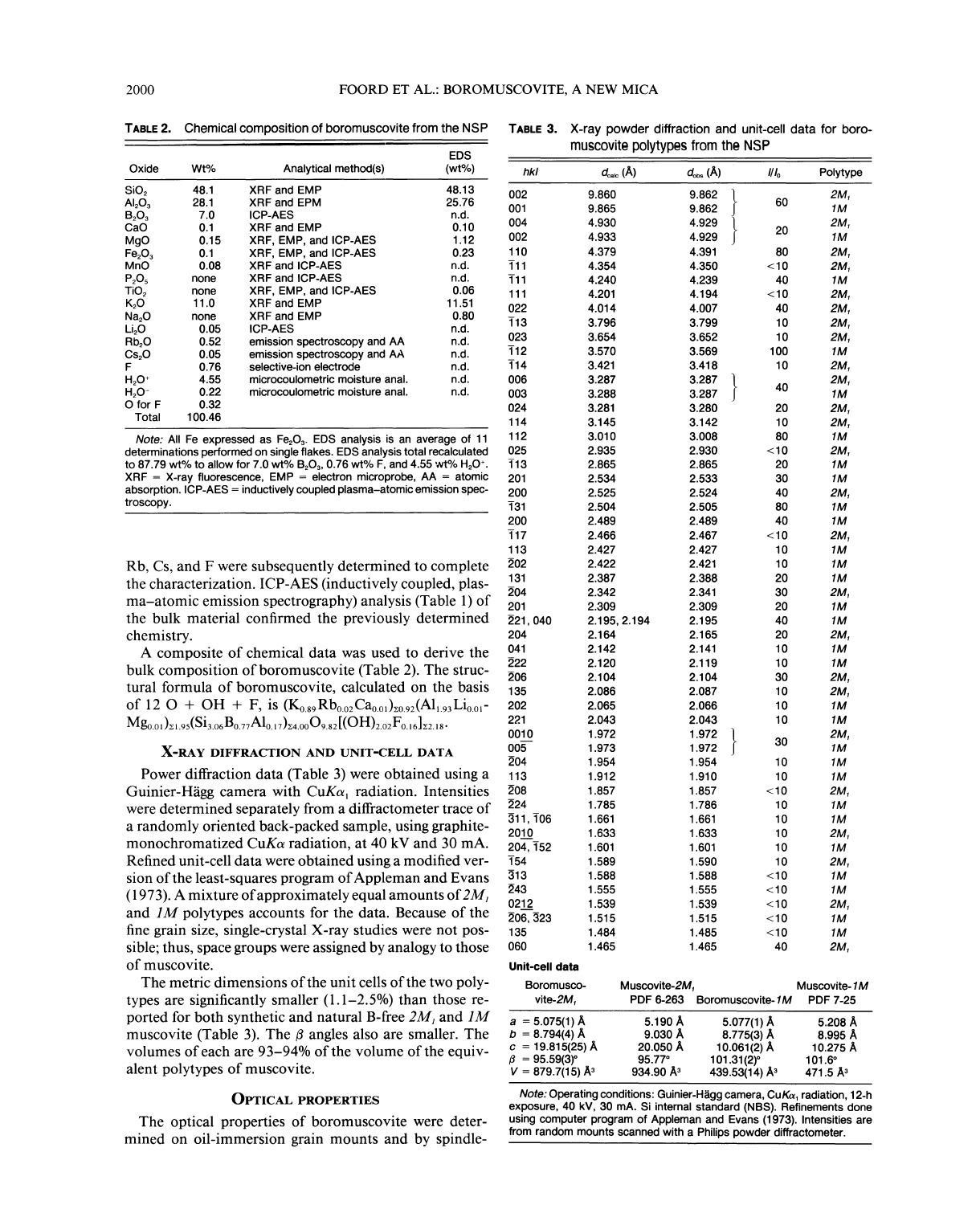**Table 2.** Chemical composition of boromuscovite from the NSP

| Oxide | Wt% | Analytical method(s) | EDS (wt%) |
|---|---|---|---|
| $SiO_2$ | 48.1 | XRF and EMP | 48.13 |
| $Al_2O_3$ | 28.1 | XRF and EPM | 25.76 |
| $B_2O_3$ | 7.0 | ICP-AES | n.d. |
| CaO | 0.1 | XRF and EMP | 0.10 |
| MgO | 0.15 | XRF, EMP, and ICP-AES | 1.12 |
| $Fe_2O_3$ | 0.1 | XRF, EMP, and ICP-AES | 0.23 |
| MnO | 0.08 | XRF and ICP-AES | n.d. |
| $P_2O_5$ | none | XRF and ICP-AES | n.d. |
| $TiO_2$ | none | XRF, EMP, and ICP-AES | 0.06 |
| $K_2O$ | 11.0 | XRF and EMP | 11.51 |
| $Na_2O$ | none | XRF and EMP | 0.80 |
| $Li_2O$ | 0.05 | ICP-AES | n.d. |
| $Rb_2O$ | 0.52 | emission spectroscopy and AA | n.d. |
| $Cs_2O$ | 0.05 | emission spectroscopy and AA | n.d. |
| F | 0.76 | selective-ion electrode | n.d. |
| $H_2O^+$ | 4.55 | microcoulometric moisture anal. | n.d. |
| $H_2O^-$ | 0.22 | microcoulometric moisture anal. | n.d. |
| O for F | 0.32 | | |
| Total | 100.46 | | |

*Note:* All Fe expressed as $Fe_2O_3$. EDS analysis is an average of 11 determinations performed on single flakes. EDS analysis total recalculated to 87.79 wt% to allow for 7.0 wt% $B_2O_3$, 0.76 wt% F, and 4.55 wt% $H_2O^+$. XRF = X-ray fluorescence, EMP = electron microprobe, AA = atomic absorption. ICP-AES = inductively coupled plasma–atomic emission spectroscopy.

Rb, Cs, and F were subsequently determined to complete the characterization. ICP-AES (inductively coupled, plasma–atomic emission spectrography) analysis (Table 1) of the bulk material confirmed the previously determined chemistry.

A composite of chemical data was used to derive the bulk composition of boromuscovite (Table 2). The structural formula of boromuscovite, calculated on the basis of 12 O + OH + F, is $(K_{0.89}Rb_{0.02}Ca_{0.01})_{\Sigma 0.92}(Al_{1.93}Li_{0.01}Mg_{0.01})_{\Sigma 1.95}(Si_{3.06}B_{0.77}Al_{0.17})_{\Sigma 4.00}O_{9.82}[(OH)_{2.02}F_{0.16}]_{\Sigma 2.18}$.

## X-ray diffraction and unit-cell data

Power diffraction data (Table 3) were obtained using a Guinier-Hägg camera with Cu$K\alpha_1$ radiation. Intensities were determined separately from a diffractometer trace of a randomly oriented back-packed sample, using graphite-monochromatized Cu$K\alpha$ radiation, at 40 kV and 30 mA. Refined unit-cell data were obtained using a modified version of the least-squares program of Appleman and Evans (1973). A mixture of approximately equal amounts of *2M₁* and *1M* polytypes accounts for the data. Because of the fine grain size, single-crystal X-ray studies were not possible; thus, space groups were assigned by analogy to those of muscovite.

The metric dimensions of the unit cells of the two polytypes are significantly smaller (1.1–2.5%) than those reported for both synthetic and natural B-free *2M₁* and *1M* muscovite (Table 3). The $\beta$ angles also are smaller. The volumes of each are 93–94% of the volume of the equivalent polytypes of muscovite.

## Optical properties

The optical properties of boromuscovite were determined on oil-immersion grain mounts and by spindle-

**Table 3.** X-ray powder diffraction and unit-cell data for boromuscovite polytypes from the NSP

| hkl | $d_{calc}$ (Å) | $d_{obs}$ (Å) | $I/I_0$ | Polytype |
|---|---|---|---|---|
| 002 | 9.860 | 9.862 | 60 | 2M₁ |
| 001 | 9.865 | 9.862 | | 1M |
| 004 | 4.930 | 4.929 | 20 | 2M₁ |
| 002 | 4.933 | 4.929 | | 1M |
| 110 | 4.379 | 4.391 | 80 | 2M₁ |
| $\bar{1}11$ | 4.354 | 4.350 | <10 | 2M₁ |
| $\bar{1}11$ | 4.240 | 4.239 | 40 | 1M |
| 111 | 4.201 | 4.194 | <10 | 2M₁ |
| 022 | 4.014 | 4.007 | 40 | 2M₁ |
| $\bar{1}13$ | 3.796 | 3.799 | 10 | 2M₁ |
| 023 | 3.654 | 3.652 | 10 | 2M₁ |
| $\bar{1}12$ | 3.570 | 3.569 | 100 | 1M |
| $\bar{1}14$ | 3.421 | 3.418 | 10 | 2M₁ |
| 006 | 3.287 | 3.287 | 40 | 2M₁ |
| 003 | 3.288 | 3.287 | | 1M |
| 024 | 3.281 | 3.280 | 20 | 2M₁ |
| 114 | 3.145 | 3.142 | 10 | 2M₁ |
| 112 | 3.010 | 3.008 | 80 | 1M |
| 025 | 2.935 | 2.930 | <10 | 2M₁ |
| $\bar{1}13$ | 2.865 | 2.865 | 20 | 1M |
| 201 | 2.534 | 2.533 | 30 | 1M |
| 200 | 2.525 | 2.524 | 40 | 2M₁ |
| $\bar{1}31$ | 2.504 | 2.505 | 80 | 1M |
| 200 | 2.489 | 2.489 | 40 | 1M |
| $\bar{1}17$ | 2.466 | 2.467 | <10 | 2M₁ |
| 113 | 2.427 | 2.427 | 10 | 1M |
| $\bar{2}02$ | 2.422 | 2.421 | 10 | 1M |
| 131 | 2.387 | 2.388 | 20 | 1M |
| $\bar{2}04$ | 2.342 | 2.341 | 30 | 2M₁ |
| 201 | 2.309 | 2.309 | 20 | 1M |
| $\bar{2}21$, 040 | 2.195, 2.194 | 2.195 | 40 | 1M |
| 204 | 2.164 | 2.165 | 20 | 2M₁ |
| 041 | 2.142 | 2.141 | 10 | 1M |
| $\bar{2}22$ | 2.120 | 2.119 | 10 | 1M |
| $\bar{2}06$ | 2.104 | 2.104 | 30 | 2M₁ |
| 135 | 2.086 | 2.087 | 10 | 2M₁ |
| 202 | 2.065 | 2.066 | 10 | 1M |
| 221 | 2.043 | 2.043 | 10 | 1M |
| 0010 | 1.972 | 1.972 | 30 | 2M₁ |
| 005 | 1.973 | 1.972 | | 1M |
| $\bar{2}04$ | 1.954 | 1.954 | 10 | 1M |
| 113 | 1.912 | 1.910 | 10 | 1M |
| $\bar{2}08$ | 1.857 | 1.857 | <10 | 2M₁ |
| $\bar{2}24$ | 1.785 | 1.786 | 10 | 1M |
| $\bar{3}11$, $\bar{1}06$ | 1.661 | 1.661 | 10 | 1M |
| 2010 | 1.633 | 1.633 | 10 | 2M₁ |
| 204, $\bar{1}52$ | 1.601 | 1.601 | 10 | 1M |
| $\bar{1}54$ | 1.589 | 1.590 | 10 | 2M₁ |
| $\bar{3}13$ | 1.588 | 1.588 | <10 | 1M |
| $\bar{2}43$ | 1.555 | 1.555 | <10 | 1M |
| 0212 | 1.539 | 1.539 | <10 | 2M₁ |
| $\bar{2}06$, $\bar{3}23$ | 1.515 | 1.515 | <10 | 1M |
| 135 | 1.484 | 1.485 | <10 | 1M |
| 060 | 1.465 | 1.465 | 40 | 2M₁ |

**Unit-cell data**

| Boromuscovite-2M₁ | Muscovite-2M₁ PDF 6-263 | Boromuscovite-1M | Muscovite-1M PDF 7-25 |
|---|---|---|---|
| a = 5.075(1) Å | 5.190 Å | 5.077(1) Å | 5.208 Å |
| b = 8.794(4) Å | 9.030 Å | 8.775(3) Å | 8.995 Å |
| c = 19.815(25) Å | 20.050 Å | 10.061(2) Å | 10.275 Å |
| $\beta$ = 95.59(3)° | 95.77° | 101.31(2)° | 101.6° |
| V = 879.7(15) Å³ | 934.90 Å³ | 439.53(14) Å³ | 471.5 Å³ |

*Note:* Operating conditions: Guinier-Hägg camera, Cu$K\alpha_1$ radiation, 12-h exposure, 40 kV, 30 mA. Si internal standard (NBS). Refinements done using computer program of Appleman and Evans (1973). Intensities are from random mounts scanned with a Philips powder diffractometer.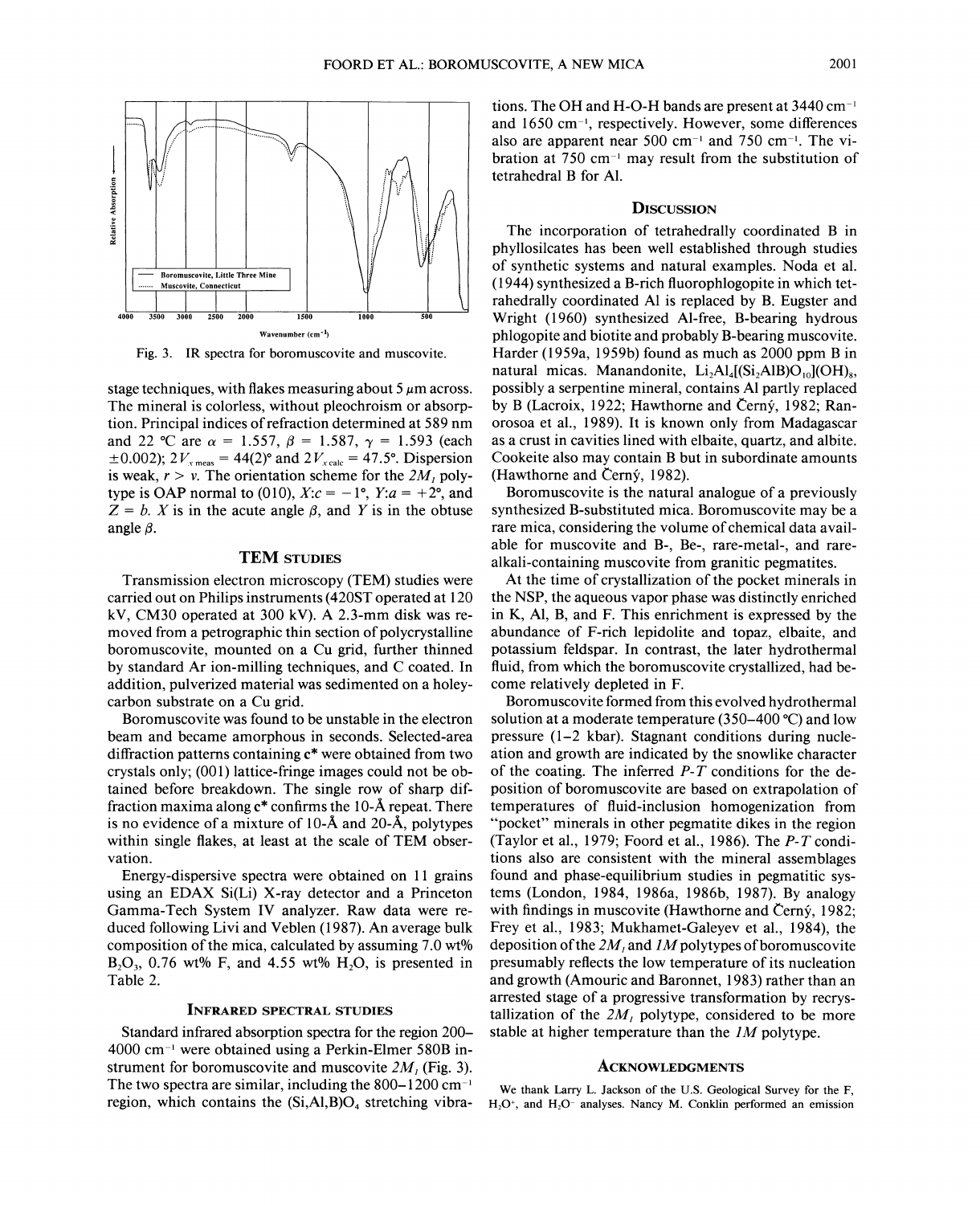Fig. 3. IR spectra for boromuscovite and muscovite.

stage techniques, with flakes measuring about 5 $\mu$m across. The mineral is colorless, without pleochroism or absorption. Principal indices of refraction determined at 589 nm and 22 °C are $\alpha = 1.557$, $\beta = 1.587$, $\gamma = 1.593$ (each $\pm 0.002$); $2V_{x\,meas} = 44(2)°$ and $2V_{x\,calc} = 47.5°$. Dispersion is weak, $r > v$. The orientation scheme for the $2M_1$ polytype is OAP normal to (010), $X{:}c = -1°$, $Y{:}a = +2°$, and $Z = b$. $X$ is in the acute angle $\beta$, and $Y$ is in the obtuse angle $\beta$.

## TEM studies

Transmission electron microscopy (TEM) studies were carried out on Philips instruments (420ST operated at 120 kV, CM30 operated at 300 kV). A 2.3-mm disk was removed from a petrographic thin section of polycrystalline boromuscovite, mounted on a Cu grid, further thinned by standard Ar ion-milling techniques, and C coated. In addition, pulverized material was sedimented on a holey-carbon substrate on a Cu grid.

Boromuscovite was found to be unstable in the electron beam and became amorphous in seconds. Selected-area diffraction patterns containing **c*** were obtained from two crystals only; (001) lattice-fringe images could not be obtained before breakdown. The single row of sharp diffraction maxima along **c*** confirms the 10-Å repeat. There is no evidence of a mixture of 10-Å and 20-Å, polytypes within single flakes, at least at the scale of TEM observation.

Energy-dispersive spectra were obtained on 11 grains using an EDAX Si(Li) X-ray detector and a Princeton Gamma-Tech System IV analyzer. Raw data were reduced following Livi and Veblen (1987). An average bulk composition of the mica, calculated by assuming 7.0 wt% $B_2O_3$, 0.76 wt% F, and 4.55 wt% $H_2O$, is presented in Table 2.

## Infrared spectral studies

Standard infrared absorption spectra for the region 200–4000 $cm^{-1}$ were obtained using a Perkin-Elmer 580B instrument for boromuscovite and muscovite $2M_1$ (Fig. 3). The two spectra are similar, including the 800–1200 $cm^{-1}$ region, which contains the $(Si,Al,B)O_4$ stretching vibrations. The OH and H-O-H bands are present at 3440 $cm^{-1}$ and 1650 $cm^{-1}$, respectively. However, some differences also are apparent near 500 $cm^{-1}$ and 750 $cm^{-1}$. The vibration at 750 $cm^{-1}$ may result from the substitution of tetrahedral B for Al.

## Discussion

The incorporation of tetrahedrally coordinated B in phyllosilcates has been well established through studies of synthetic systems and natural examples. Noda et al. (1944) synthesized a B-rich fluorophlogopite in which tetrahedrally coordinated Al is replaced by B. Eugster and Wright (1960) synthesized Al-free, B-bearing hydrous phlogopite and biotite and probably B-bearing muscovite. Harder (1959a, 1959b) found as much as 2000 ppm B in natural micas. Manandonite, $Li_2Al_4[(Si_2AlB)O_{10}](OH)_8$, possibly a serpentine mineral, contains Al partly replaced by B (Lacroix, 1922; Hawthorne and Černý, 1982; Ranorosoa et al., 1989). It is known only from Madagascar as a crust in cavities lined with elbaite, quartz, and albite. Cookeite also may contain B but in subordinate amounts (Hawthorne and Černý, 1982).

Boromuscovite is the natural analogue of a previously synthesized B-substituted mica. Boromuscovite may be a rare mica, considering the volume of chemical data available for muscovite and B-, Be-, rare-metal-, and rare-alkali-containing muscovite from granitic pegmatites.

At the time of crystallization of the pocket minerals in the NSP, the aqueous vapor phase was distinctly enriched in K, Al, B, and F. This enrichment is expressed by the abundance of F-rich lepidolite and topaz, elbaite, and potassium feldspar. In contrast, the later hydrothermal fluid, from which the boromuscovite crystallized, had become relatively depleted in F.

Boromuscovite formed from this evolved hydrothermal solution at a moderate temperature (350–400 °C) and low pressure (1–2 kbar). Stagnant conditions during nucleation and growth are indicated by the snowlike character of the coating. The inferred $P$-$T$ conditions for the deposition of boromuscovite are based on extrapolation of temperatures of fluid-inclusion homogenization from "pocket" minerals in other pegmatite dikes in the region (Taylor et al., 1979; Foord et al., 1986). The $P$-$T$ conditions also are consistent with the mineral assemblages found and phase-equilibrium studies in pegmatitic systems (London, 1984, 1986a, 1986b, 1987). By analogy with findings in muscovite (Hawthorne and Černý, 1982; Frey et al., 1983; Mukhamet-Galeyev et al., 1984), the deposition of the $2M_1$ and $1M$ polytypes of boromuscovite presumably reflects the low temperature of its nucleation and growth (Amouric and Baronnet, 1983) rather than an arrested stage of a progressive transformation by recrystallization of the $2M_1$ polytype, considered to be more stable at higher temperature than the $1M$ polytype.

## Acknowledgments

We thank Larry L. Jackson of the U.S. Geological Survey for the F, $H_2O^+$, and $H_2O^-$ analyses. Nancy M. Conklin performed an emission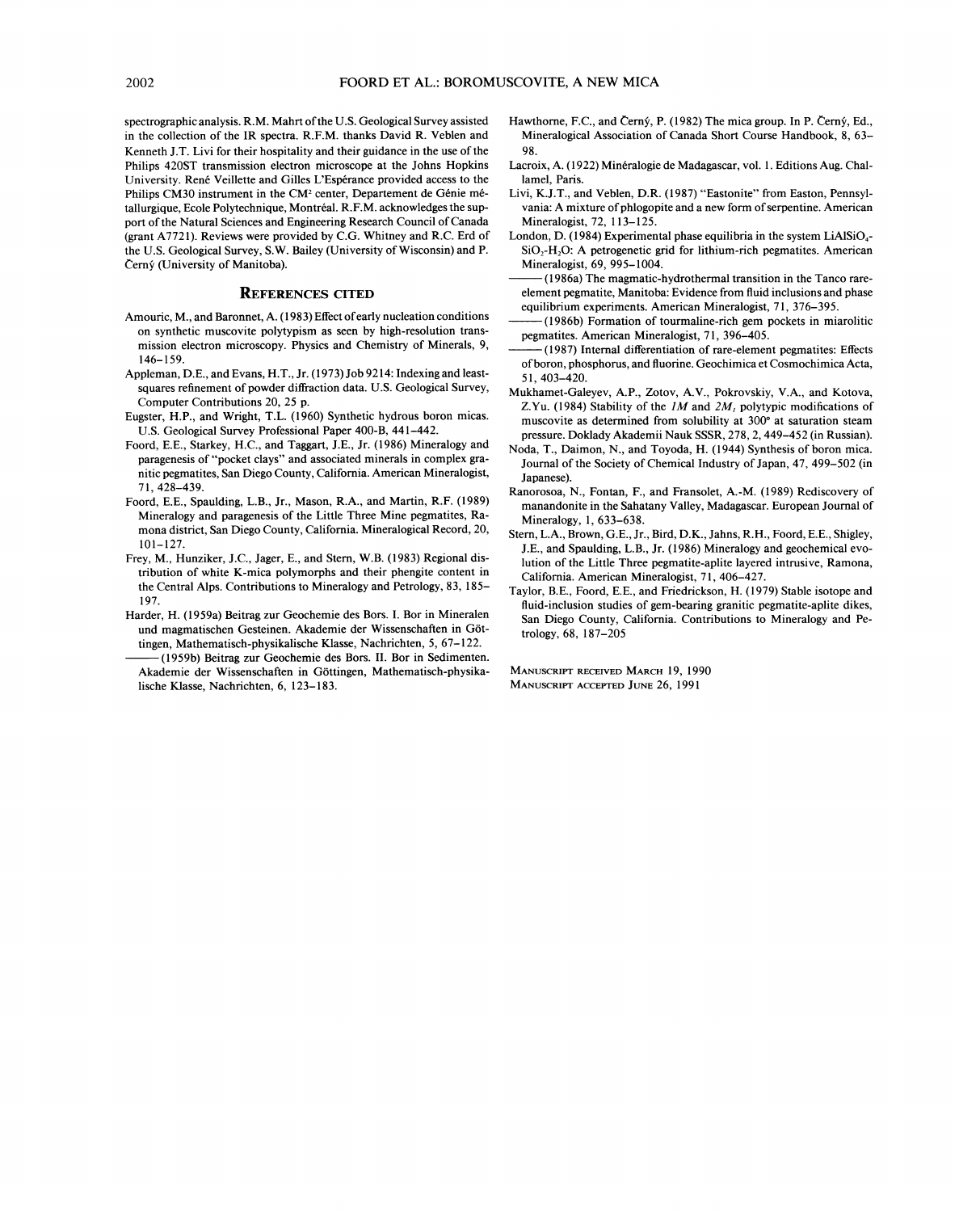spectrographic analysis. R.M. Mahrt of the U.S. Geological Survey assisted in the collection of the IR spectra. R.F.M. thanks David R. Veblen and Kenneth J.T. Livi for their hospitality and their guidance in the use of the Philips 420ST transmission electron microscope at the Johns Hopkins University. René Veillette and Gilles L'Espérance provided access to the Philips CM30 instrument in the CM² center, Departement de Génie métallurgique, Ecole Polytechnique, Montréal. R.F.M. acknowledges the support of the Natural Sciences and Engineering Research Council of Canada (grant A7721). Reviews were provided by C.G. Whitney and R.C. Erd of the U.S. Geological Survey, S.W. Bailey (University of Wisconsin) and P. Černý (University of Manitoba).

## References cited

Amouric, M., and Baronnet, A. (1983) Effect of early nucleation conditions on synthetic muscovite polytypism as seen by high-resolution transmission electron microscopy. Physics and Chemistry of Minerals, 9, 146–159.

Appleman, D.E., and Evans, H.T., Jr. (1973) Job 9214: Indexing and least-squares refinement of powder diffraction data. U.S. Geological Survey, Computer Contributions 20, 25 p.

Eugster, H.P., and Wright, T.L. (1960) Synthetic hydrous boron micas. U.S. Geological Survey Professional Paper 400-B, 441–442.

Foord, E.E., Starkey, H.C., and Taggart, J.E., Jr. (1986) Mineralogy and paragenesis of "pocket clays" and associated minerals in complex granitic pegmatites, San Diego County, California. American Mineralogist, 71, 428–439.

Foord, E.E., Spaulding, L.B., Jr., Mason, R.A., and Martin, R.F. (1989) Mineralogy and paragenesis of the Little Three Mine pegmatites, Ramona district, San Diego County, California. Mineralogical Record, 20, 101–127.

Frey, M., Hunziker, J.C., Jager, E., and Stern, W.B. (1983) Regional distribution of white K-mica polymorphs and their phengite content in the Central Alps. Contributions to Mineralogy and Petrology, 83, 185–197.

Harder, H. (1959a) Beitrag zur Geochemie des Bors. I. Bor in Mineralen und magmatischen Gesteinen. Akademie der Wissenschaften in Göttingen, Mathematisch-physikalische Klasse, Nachrichten, 5, 67–122.

——— (1959b) Beitrag zur Geochemie des Bors. II. Bor in Sedimenten. Akademie der Wissenschaften in Göttingen, Mathematisch-physikalische Klasse, Nachrichten, 6, 123–183.

Hawthorne, F.C., and Černý, P. (1982) The mica group. In P. Černý, Ed., Mineralogical Association of Canada Short Course Handbook, 8, 63–98.

Lacroix, A. (1922) Minéralogie de Madagascar, vol. 1. Editions Aug. Challamel, Paris.

Livi, K.J.T., and Veblen, D.R. (1987) "Eastonite" from Easton, Pennsylvania: A mixture of phlogopite and a new form of serpentine. American Mineralogist, 72, 113–125.

London, D. (1984) Experimental phase equilibria in the system $LiAlSiO_4$-$SiO_2$-$H_2O$: A petrogenetic grid for lithium-rich pegmatites. American Mineralogist, 69, 995–1004.

——— (1986a) The magmatic-hydrothermal transition in the Tanco rare-element pegmatite, Manitoba: Evidence from fluid inclusions and phase equilibrium experiments. American Mineralogist, 71, 376–395.

——— (1986b) Formation of tourmaline-rich gem pockets in miarolitic pegmatites. American Mineralogist, 71, 396–405.

——— (1987) Internal differentiation of rare-element pegmatites: Effects of boron, phosphorus, and fluorine. Geochimica et Cosmochimica Acta, 51, 403–420.

Mukhamet-Galeyev, A.P., Zotov, A.V., Pokrovskiy, V.A., and Kotova, Z.Yu. (1984) Stability of the *1M* and *2M₁* polytypic modifications of muscovite as determined from solubility at 300° at saturation steam pressure. Doklady Akademii Nauk SSSR, 278, 2, 449–452 (in Russian).

Noda, T., Daimon, N., and Toyoda, H. (1944) Synthesis of boron mica. Journal of the Society of Chemical Industry of Japan, 47, 499–502 (in Japanese).

Ranorosoa, N., Fontan, F., and Fransolet, A.-M. (1989) Rediscovery of manandonite in the Sahatany Valley, Madagascar. European Journal of Mineralogy, 1, 633–638.

Stern, L.A., Brown, G.E., Jr., Bird, D.K., Jahns, R.H., Foord, E.E., Shigley, J.E., and Spaulding, L.B., Jr. (1986) Mineralogy and geochemical evolution of the Little Three pegmatite-aplite layered intrusive, Ramona, California. American Mineralogist, 71, 406–427.

Taylor, B.E., Foord, E.E., and Friedrickson, H. (1979) Stable isotope and fluid-inclusion studies of gem-bearing granitic pegmatite-aplite dikes, San Diego County, California. Contributions to Mineralogy and Petrology, 68, 187–205

Manuscript received March 19, 1990
Manuscript accepted June 26, 1991